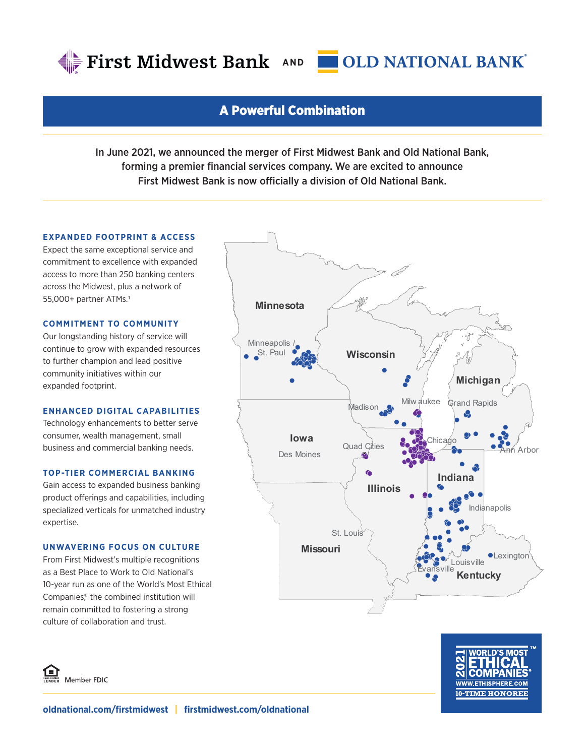First Midwest Bank AND OLD NATIONAL BANK

## A Powerful Combination

In June 2021, we announced the merger of First Midwest Bank and Old National Bank, forming a premier financial services company. We are excited to announce First Midwest Bank is now officially a division of Old National Bank.

### EXPANDED FOOTPRINT & ACCESS

Expect the same exceptional service and commitment to excellence with expanded access to more than 250 banking centers across the Midwest, plus a network of 55,000+ partner ATMs.[1]

### COMMITMENT TO COMMUNITY

Our longstanding history of service will continue to grow with expanded resources to further champion and lead positive community initiatives within our expanded footprint.

### ENHANCED DIGITAL CAPABILITIES

Technology enhancements to better serve consumer, wealth management, small business and commercial banking needs.

### TOP-TIER COMMERCIAL BANKING

Gain access to expanded business banking product offerings and capabilities, including specialized verticals for unmatched industry expertise.

### UNWAVERING FOCUS ON CULTURE

From First Midwest's multiple recognitions as a Best Place to Work to Old National's 10-year run as one of the World's Most Ethical Companies,® the combined institution will remain committed to fostering a strong culture of collaboration and trust.

Minnesota · Minneapolis / St. Paul · Wisconsin · Madison · Milwaukee · Michigan · Grand Rapids · Ann Arbor · Iowa · Des Moines · Quad Cities · Chicago · Illinois · Indiana · Indianapolis · St. Louis · Missouri · Louisville · Evansville · Lexington · Kentucky

Member FDIC

2021 WORLD'S MOST ETHICAL COMPANIES® WWW.ETHISPHERE.COM 10-TIME HONOREE

oldnational.com/firstmidwest | firstmidwest.com/oldnational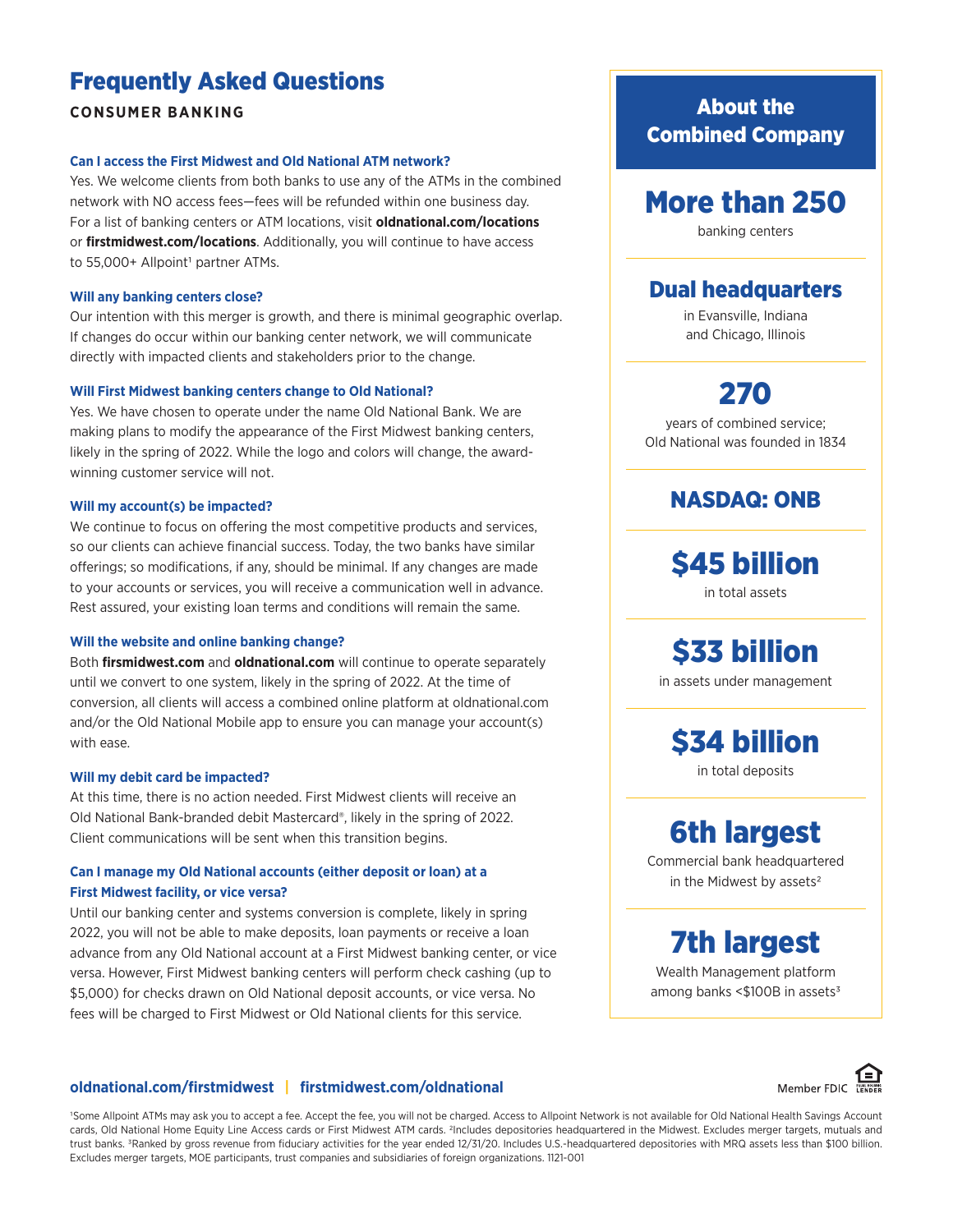# Frequently Asked Questions

**CONSUMER BANKING**

### Can I access the First Midwest and Old National ATM network?

Yes. We welcome clients from both banks to use any of the ATMs in the combined network with NO access fees—fees will be refunded within one business day. For a list of banking centers or ATM locations, visit **oldnational.com/locations** or **firstmidwest.com/locations**. Additionally, you will continue to have access to 55,000+ Allpoint[1] partner ATMs.

### Will any banking centers close?

Our intention with this merger is growth, and there is minimal geographic overlap. If changes do occur within our banking center network, we will communicate directly with impacted clients and stakeholders prior to the change.

### Will First Midwest banking centers change to Old National?

Yes. We have chosen to operate under the name Old National Bank. We are making plans to modify the appearance of the First Midwest banking centers, likely in the spring of 2022. While the logo and colors will change, the award-winning customer service will not.

### Will my account(s) be impacted?

We continue to focus on offering the most competitive products and services, so our clients can achieve financial success. Today, the two banks have similar offerings; so modifications, if any, should be minimal. If any changes are made to your accounts or services, you will receive a communication well in advance. Rest assured, your existing loan terms and conditions will remain the same.

### Will the website and online banking change?

Both **firsmidwest.com** and **oldnational.com** will continue to operate separately until we convert to one system, likely in the spring of 2022. At the time of conversion, all clients will access a combined online platform at oldnational.com and/or the Old National Mobile app to ensure you can manage your account(s) with ease.

### Will my debit card be impacted?

At this time, there is no action needed. First Midwest clients will receive an Old National Bank-branded debit Mastercard®, likely in the spring of 2022. Client communications will be sent when this transition begins.

### Can I manage my Old National accounts (either deposit or loan) at a First Midwest facility, or vice versa?

Until our banking center and systems conversion is complete, likely in spring 2022, you will not be able to make deposits, loan payments or receive a loan advance from any Old National account at a First Midwest banking center, or vice versa. However, First Midwest banking centers will perform check cashing (up to $5,000) for checks drawn on Old National deposit accounts, or vice versa. No fees will be charged to First Midwest or Old National clients for this service.

## About the Combined Company

**More than 250**
banking centers

**Dual headquarters**
in Evansville, Indiana and Chicago, Illinois

**270**
years of combined service; Old National was founded in 1834

**NASDAQ: ONB**

**$45 billion**
in total assets

**$33 billion**
in assets under management

**$34 billion**
in total deposits

**6th largest**
Commercial bank headquartered in the Midwest by assets[2]

**7th largest**
Wealth Management platform among banks <$100B in assets[3]

**oldnational.com/firstmidwest** | **firstmidwest.com/oldnational**

Member FDIC

[1]Some Allpoint ATMs may ask you to accept a fee. Accept the fee, you will not be charged. Access to Allpoint Network is not available for Old National Health Savings Account cards, Old National Home Equity Line Access cards or First Midwest ATM cards. [2]Includes depositories headquartered in the Midwest. Excludes merger targets, mutuals and trust banks. [3]Ranked by gross revenue from fiduciary activities for the year ended 12/31/20. Includes U.S.-headquartered depositories with MRQ assets less than $100 billion. Excludes merger targets, MOE participants, trust companies and subsidiaries of foreign organizations. 1121-001